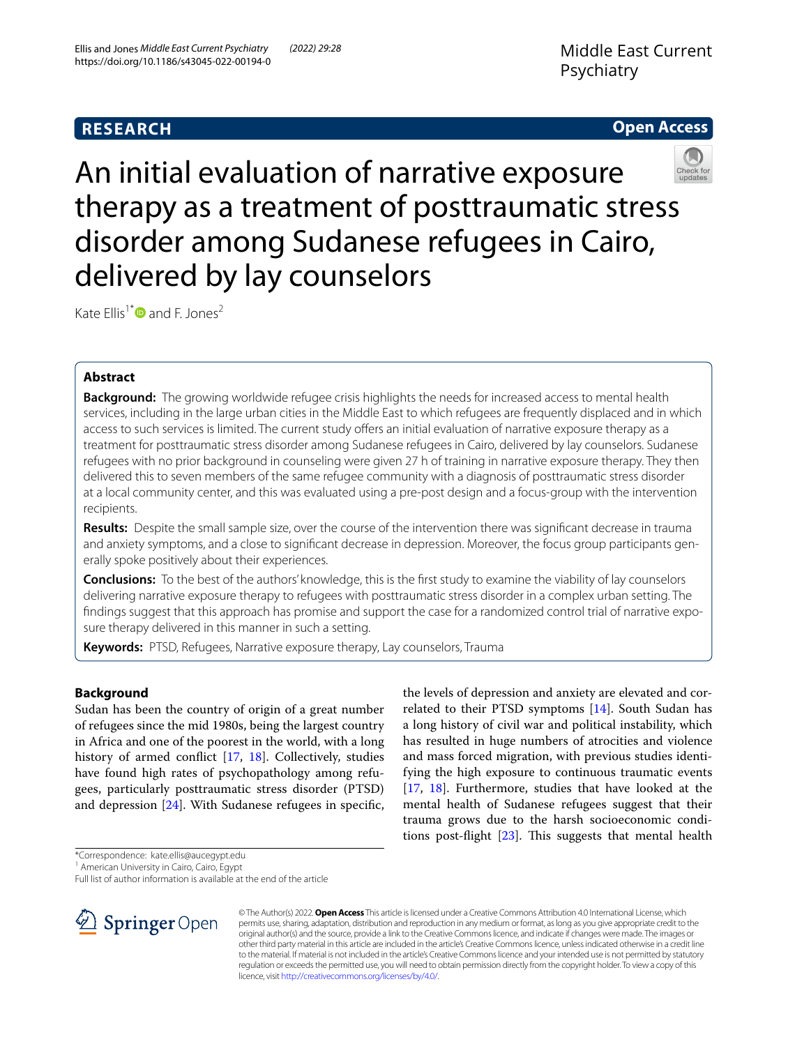**RESEARCH** **Open Access**

# An initial evaluation of narrative exposure therapy as a treatment of posttraumatic stress disorder among Sudanese refugees in Cairo, delivered by lay counselors

Kate Ellis[1*] and F. Jones[2]

## Abstract

**Background:** The growing worldwide refugee crisis highlights the needs for increased access to mental health services, including in the large urban cities in the Middle East to which refugees are frequently displaced and in which access to such services is limited. The current study offers an initial evaluation of narrative exposure therapy as a treatment for posttraumatic stress disorder among Sudanese refugees in Cairo, delivered by lay counselors. Sudanese refugees with no prior background in counseling were given 27 h of training in narrative exposure therapy. They then delivered this to seven members of the same refugee community with a diagnosis of posttraumatic stress disorder at a local community center, and this was evaluated using a pre-post design and a focus-group with the intervention recipients.

**Results:** Despite the small sample size, over the course of the intervention there was significant decrease in trauma and anxiety symptoms, and a close to significant decrease in depression. Moreover, the focus group participants generally spoke positively about their experiences.

**Conclusions:** To the best of the authors' knowledge, this is the first study to examine the viability of lay counselors delivering narrative exposure therapy to refugees with posttraumatic stress disorder in a complex urban setting. The findings suggest that this approach has promise and support the case for a randomized control trial of narrative exposure therapy delivered in this manner in such a setting.

**Keywords:** PTSD, Refugees, Narrative exposure therapy, Lay counselors, Trauma

## Background

Sudan has been the country of origin of a great number of refugees since the mid 1980s, being the largest country in Africa and one of the poorest in the world, with a long history of armed conflict [17, 18]. Collectively, studies have found high rates of psychopathology among refugees, particularly posttraumatic stress disorder (PTSD) and depression [24]. With Sudanese refugees in specific, the levels of depression and anxiety are elevated and correlated to their PTSD symptoms [14]. South Sudan has a long history of civil war and political instability, which has resulted in huge numbers of atrocities and violence and mass forced migration, with previous studies identifying the high exposure to continuous traumatic events [17, 18]. Furthermore, studies that have looked at the mental health of Sudanese refugees suggest that their trauma grows due to the harsh socioeconomic conditions post-flight [23]. This suggests that mental health

*Correspondence: kate.ellis@aucegypt.edu

[1] American University in Cairo, Cairo, Egypt

Full list of author information is available at the end of the article

© The Author(s) 2022. **Open Access** This article is licensed under a Creative Commons Attribution 4.0 International License, which permits use, sharing, adaptation, distribution and reproduction in any medium or format, as long as you give appropriate credit to the original author(s) and the source, provide a link to the Creative Commons licence, and indicate if changes were made. The images or other third party material in this article are included in the article's Creative Commons licence, unless indicated otherwise in a credit line to the material. If material is not included in the article's Creative Commons licence and your intended use is not permitted by statutory regulation or exceeds the permitted use, you will need to obtain permission directly from the copyright holder. To view a copy of this licence, visit http://creativecommons.org/licenses/by/4.0/.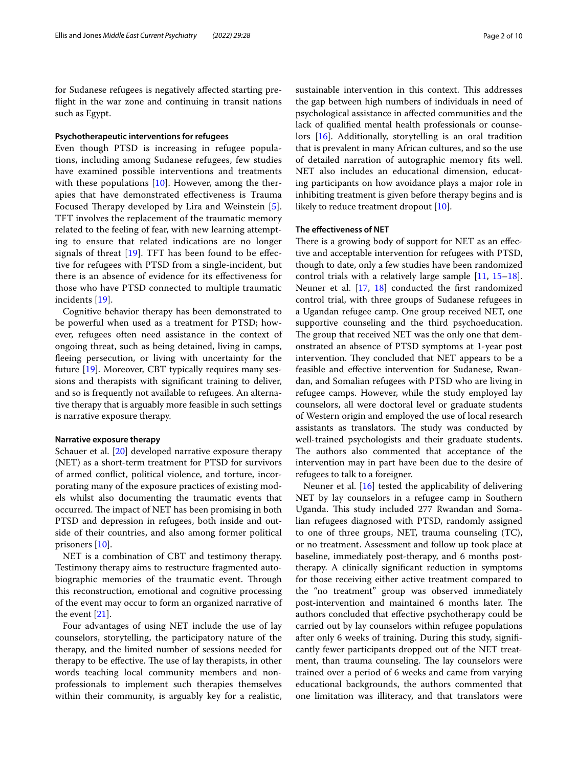for Sudanese refugees is negatively affected starting preflight in the war zone and continuing in transit nations such as Egypt.

#### Psychotherapeutic interventions for refugees

Even though PTSD is increasing in refugee populations, including among Sudanese refugees, few studies have examined possible interventions and treatments with these populations [10]. However, among the therapies that have demonstrated effectiveness is Trauma Focused Therapy developed by Lira and Weinstein [5]. TFT involves the replacement of the traumatic memory related to the feeling of fear, with new learning attempting to ensure that related indications are no longer signals of threat [19]. TFT has been found to be effective for refugees with PTSD from a single-incident, but there is an absence of evidence for its effectiveness for those who have PTSD connected to multiple traumatic incidents [19].

Cognitive behavior therapy has been demonstrated to be powerful when used as a treatment for PTSD; however, refugees often need assistance in the context of ongoing threat, such as being detained, living in camps, fleeing persecution, or living with uncertainty for the future [19]. Moreover, CBT typically requires many sessions and therapists with significant training to deliver, and so is frequently not available to refugees. An alternative therapy that is arguably more feasible in such settings is narrative exposure therapy.

#### Narrative exposure therapy

Schauer et al. [20] developed narrative exposure therapy (NET) as a short-term treatment for PTSD for survivors of armed conflict, political violence, and torture, incorporating many of the exposure practices of existing models whilst also documenting the traumatic events that occurred. The impact of NET has been promising in both PTSD and depression in refugees, both inside and outside of their countries, and also among former political prisoners [10].

NET is a combination of CBT and testimony therapy. Testimony therapy aims to restructure fragmented autobiographic memories of the traumatic event. Through this reconstruction, emotional and cognitive processing of the event may occur to form an organized narrative of the event [21].

Four advantages of using NET include the use of lay counselors, storytelling, the participatory nature of the therapy, and the limited number of sessions needed for therapy to be effective. The use of lay therapists, in other words teaching local community members and non-professionals to implement such therapies themselves within their community, is arguably key for a realistic, sustainable intervention in this context. This addresses the gap between high numbers of individuals in need of psychological assistance in affected communities and the lack of qualified mental health professionals or counselors [16]. Additionally, storytelling is an oral tradition that is prevalent in many African cultures, and so the use of detailed narration of autographic memory fits well. NET also includes an educational dimension, educating participants on how avoidance plays a major role in inhibiting treatment is given before therapy begins and is likely to reduce treatment dropout [10].

#### The effectiveness of NET

There is a growing body of support for NET as an effective and acceptable intervention for refugees with PTSD, though to date, only a few studies have been randomized control trials with a relatively large sample [11, 15–18]. Neuner et al. [17, 18] conducted the first randomized control trial, with three groups of Sudanese refugees in a Ugandan refugee camp. One group received NET, one supportive counseling and the third psychoeducation. The group that received NET was the only one that demonstrated an absence of PTSD symptoms at 1-year post intervention. They concluded that NET appears to be a feasible and effective intervention for Sudanese, Rwandan, and Somalian refugees with PTSD who are living in refugee camps. However, while the study employed lay counselors, all were doctoral level or graduate students of Western origin and employed the use of local research assistants as translators. The study was conducted by well-trained psychologists and their graduate students. The authors also commented that acceptance of the intervention may in part have been due to the desire of refugees to talk to a foreigner.

Neuner et al. [16] tested the applicability of delivering NET by lay counselors in a refugee camp in Southern Uganda. This study included 277 Rwandan and Somalian refugees diagnosed with PTSD, randomly assigned to one of three groups, NET, trauma counseling (TC), or no treatment. Assessment and follow up took place at baseline, immediately post-therapy, and 6 months post-therapy. A clinically significant reduction in symptoms for those receiving either active treatment compared to the "no treatment" group was observed immediately post-intervention and maintained 6 months later. The authors concluded that effective psychotherapy could be carried out by lay counselors within refugee populations after only 6 weeks of training. During this study, significantly fewer participants dropped out of the NET treatment, than trauma counseling. The lay counselors were trained over a period of 6 weeks and came from varying educational backgrounds, the authors commented that one limitation was illiteracy, and that translators were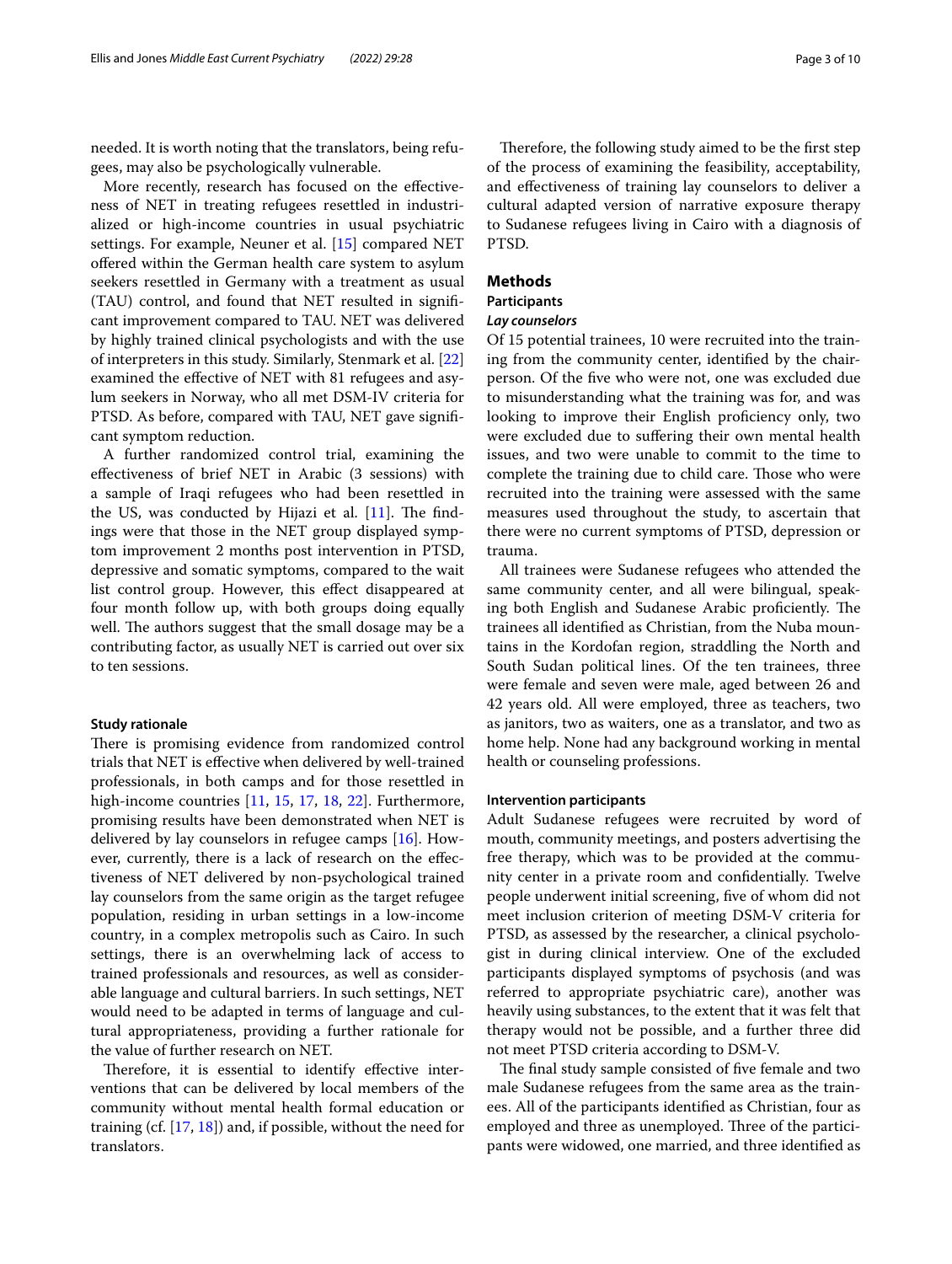needed. It is worth noting that the translators, being refugees, may also be psychologically vulnerable.

More recently, research has focused on the effectiveness of NET in treating refugees resettled in industrialized or high-income countries in usual psychiatric settings. For example, Neuner et al. [15] compared NET offered within the German health care system to asylum seekers resettled in Germany with a treatment as usual (TAU) control, and found that NET resulted in significant improvement compared to TAU. NET was delivered by highly trained clinical psychologists and with the use of interpreters in this study. Similarly, Stenmark et al. [22] examined the effective of NET with 81 refugees and asylum seekers in Norway, who all met DSM-IV criteria for PTSD. As before, compared with TAU, NET gave significant symptom reduction.

A further randomized control trial, examining the effectiveness of brief NET in Arabic (3 sessions) with a sample of Iraqi refugees who had been resettled in the US, was conducted by Hijazi et al. [11]. The findings were that those in the NET group displayed symptom improvement 2 months post intervention in PTSD, depressive and somatic symptoms, compared to the wait list control group. However, this effect disappeared at four month follow up, with both groups doing equally well. The authors suggest that the small dosage may be a contributing factor, as usually NET is carried out over six to ten sessions.

#### Study rationale

There is promising evidence from randomized control trials that NET is effective when delivered by well-trained professionals, in both camps and for those resettled in high-income countries [11, 15, 17, 18, 22]. Furthermore, promising results have been demonstrated when NET is delivered by lay counselors in refugee camps [16]. However, currently, there is a lack of research on the effectiveness of NET delivered by non-psychological trained lay counselors from the same origin as the target refugee population, residing in urban settings in a low-income country, in a complex metropolis such as Cairo. In such settings, there is an overwhelming lack of access to trained professionals and resources, as well as considerable language and cultural barriers. In such settings, NET would need to be adapted in terms of language and cultural appropriateness, providing a further rationale for the value of further research on NET.

Therefore, it is essential to identify effective interventions that can be delivered by local members of the community without mental health formal education or training (cf. [17, 18]) and, if possible, without the need for translators.

Therefore, the following study aimed to be the first step of the process of examining the feasibility, acceptability, and effectiveness of training lay counselors to deliver a cultural adapted version of narrative exposure therapy to Sudanese refugees living in Cairo with a diagnosis of PTSD.

## Methods

### Participants

#### *Lay counselors*

Of 15 potential trainees, 10 were recruited into the training from the community center, identified by the chairperson. Of the five who were not, one was excluded due to misunderstanding what the training was for, and was looking to improve their English proficiency only, two were excluded due to suffering their own mental health issues, and two were unable to commit to the time to complete the training due to child care. Those who were recruited into the training were assessed with the same measures used throughout the study, to ascertain that there were no current symptoms of PTSD, depression or trauma.

All trainees were Sudanese refugees who attended the same community center, and all were bilingual, speaking both English and Sudanese Arabic proficiently. The trainees all identified as Christian, from the Nuba mountains in the Kordofan region, straddling the North and South Sudan political lines. Of the ten trainees, three were female and seven were male, aged between 26 and 42 years old. All were employed, three as teachers, two as janitors, two as waiters, one as a translator, and two as home help. None had any background working in mental health or counseling professions.

#### Intervention participants

Adult Sudanese refugees were recruited by word of mouth, community meetings, and posters advertising the free therapy, which was to be provided at the community center in a private room and confidentially. Twelve people underwent initial screening, five of whom did not meet inclusion criterion of meeting DSM-V criteria for PTSD, as assessed by the researcher, a clinical psychologist in during clinical interview. One of the excluded participants displayed symptoms of psychosis (and was referred to appropriate psychiatric care), another was heavily using substances, to the extent that it was felt that therapy would not be possible, and a further three did not meet PTSD criteria according to DSM-V.

The final study sample consisted of five female and two male Sudanese refugees from the same area as the trainees. All of the participants identified as Christian, four as employed and three as unemployed. Three of the participants were widowed, one married, and three identified as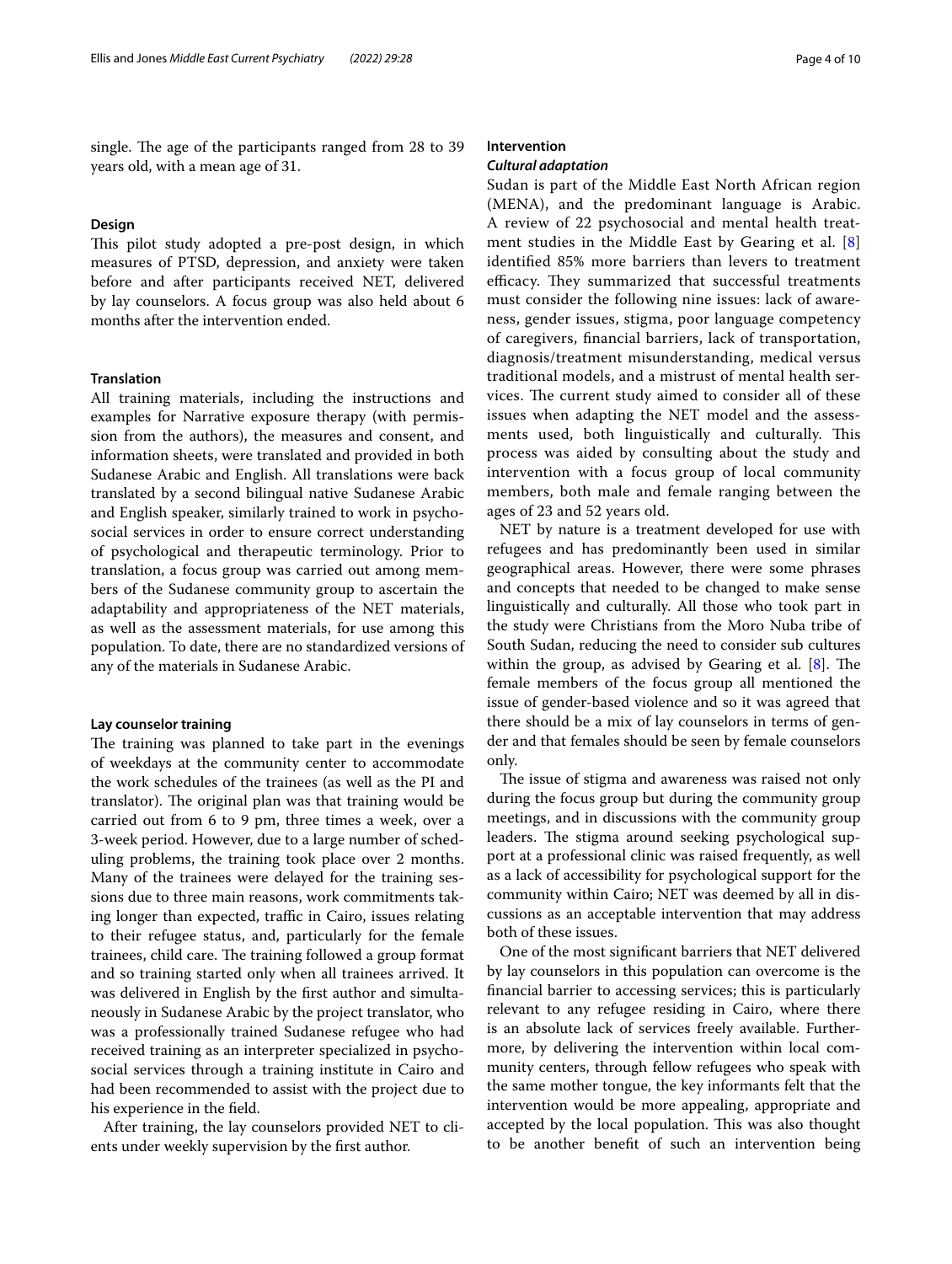single. The age of the participants ranged from 28 to 39 years old, with a mean age of 31.

### Design

This pilot study adopted a pre-post design, in which measures of PTSD, depression, and anxiety were taken before and after participants received NET, delivered by lay counselors. A focus group was also held about 6 months after the intervention ended.

### Translation

All training materials, including the instructions and examples for Narrative exposure therapy (with permission from the authors), the measures and consent, and information sheets, were translated and provided in both Sudanese Arabic and English. All translations were back translated by a second bilingual native Sudanese Arabic and English speaker, similarly trained to work in psychosocial services in order to ensure correct understanding of psychological and therapeutic terminology. Prior to translation, a focus group was carried out among members of the Sudanese community group to ascertain the adaptability and appropriateness of the NET materials, as well as the assessment materials, for use among this population. To date, there are no standardized versions of any of the materials in Sudanese Arabic.

### Lay counselor training

The training was planned to take part in the evenings of weekdays at the community center to accommodate the work schedules of the trainees (as well as the PI and translator). The original plan was that training would be carried out from 6 to 9 pm, three times a week, over a 3-week period. However, due to a large number of scheduling problems, the training took place over 2 months. Many of the trainees were delayed for the training sessions due to three main reasons, work commitments taking longer than expected, traffic in Cairo, issues relating to their refugee status, and, particularly for the female trainees, child care. The training followed a group format and so training started only when all trainees arrived. It was delivered in English by the first author and simultaneously in Sudanese Arabic by the project translator, who was a professionally trained Sudanese refugee who had received training as an interpreter specialized in psychosocial services through a training institute in Cairo and had been recommended to assist with the project due to his experience in the field.

After training, the lay counselors provided NET to clients under weekly supervision by the first author.

### Intervention

#### *Cultural adaptation*

Sudan is part of the Middle East North African region (MENA), and the predominant language is Arabic. A review of 22 psychosocial and mental health treatment studies in the Middle East by Gearing et al. [8] identified 85% more barriers than levers to treatment efficacy. They summarized that successful treatments must consider the following nine issues: lack of awareness, gender issues, stigma, poor language competency of caregivers, financial barriers, lack of transportation, diagnosis/treatment misunderstanding, medical versus traditional models, and a mistrust of mental health services. The current study aimed to consider all of these issues when adapting the NET model and the assessments used, both linguistically and culturally. This process was aided by consulting about the study and intervention with a focus group of local community members, both male and female ranging between the ages of 23 and 52 years old.

NET by nature is a treatment developed for use with refugees and has predominantly been used in similar geographical areas. However, there were some phrases and concepts that needed to be changed to make sense linguistically and culturally. All those who took part in the study were Christians from the Moro Nuba tribe of South Sudan, reducing the need to consider sub cultures within the group, as advised by Gearing et al. [8]. The female members of the focus group all mentioned the issue of gender-based violence and so it was agreed that there should be a mix of lay counselors in terms of gender and that females should be seen by female counselors only.

The issue of stigma and awareness was raised not only during the focus group but during the community group meetings, and in discussions with the community group leaders. The stigma around seeking psychological support at a professional clinic was raised frequently, as well as a lack of accessibility for psychological support for the community within Cairo; NET was deemed by all in discussions as an acceptable intervention that may address both of these issues.

One of the most significant barriers that NET delivered by lay counselors in this population can overcome is the financial barrier to accessing services; this is particularly relevant to any refugee residing in Cairo, where there is an absolute lack of services freely available. Furthermore, by delivering the intervention within local community centers, through fellow refugees who speak with the same mother tongue, the key informants felt that the intervention would be more appealing, appropriate and accepted by the local population. This was also thought to be another benefit of such an intervention being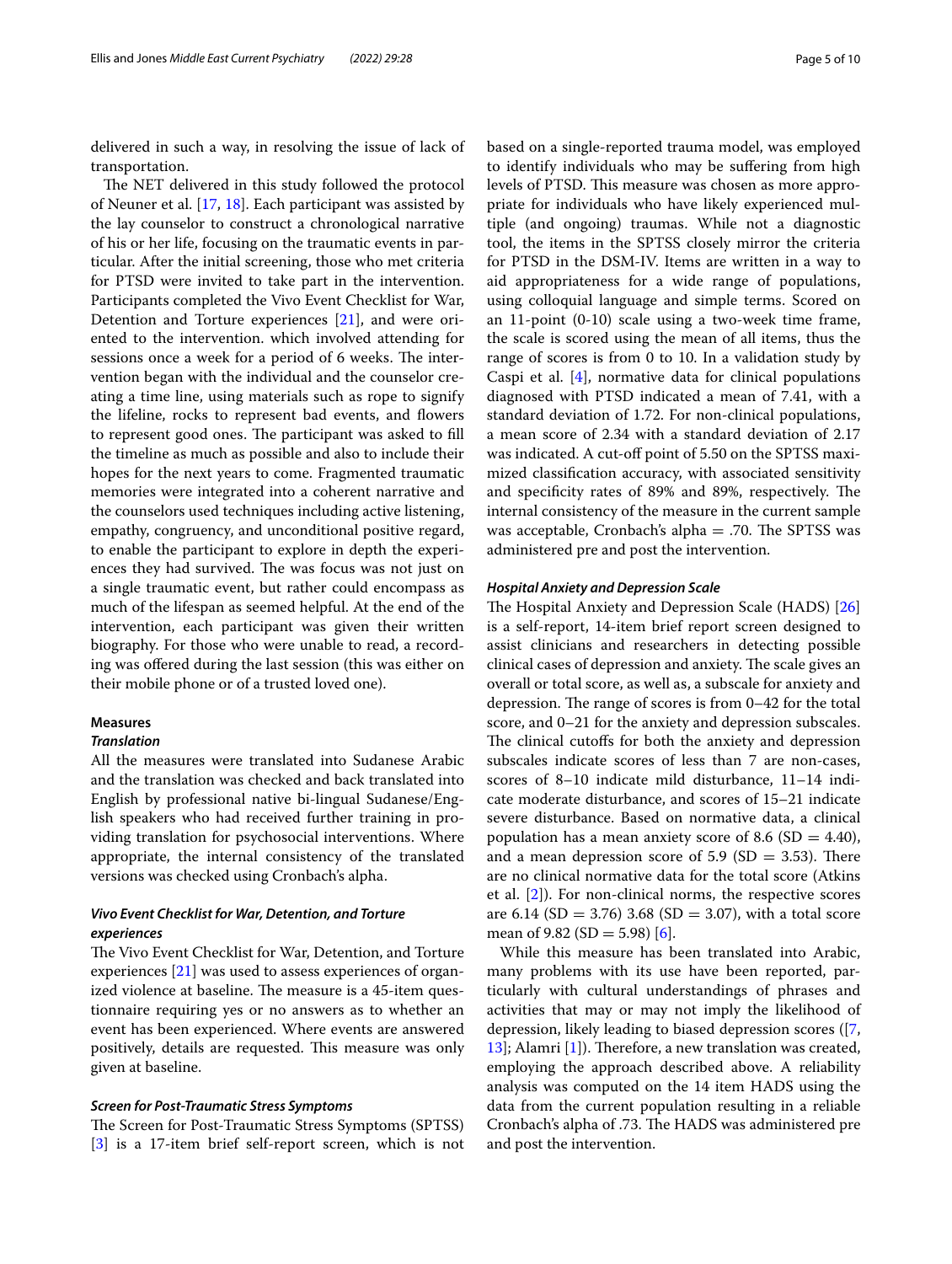delivered in such a way, in resolving the issue of lack of transportation.

The NET delivered in this study followed the protocol of Neuner et al. [17, 18]. Each participant was assisted by the lay counselor to construct a chronological narrative of his or her life, focusing on the traumatic events in particular. After the initial screening, those who met criteria for PTSD were invited to take part in the intervention. Participants completed the Vivo Event Checklist for War, Detention and Torture experiences [21], and were oriented to the intervention. which involved attending for sessions once a week for a period of 6 weeks. The intervention began with the individual and the counselor creating a time line, using materials such as rope to signify the lifeline, rocks to represent bad events, and flowers to represent good ones. The participant was asked to fill the timeline as much as possible and also to include their hopes for the next years to come. Fragmented traumatic memories were integrated into a coherent narrative and the counselors used techniques including active listening, empathy, congruency, and unconditional positive regard, to enable the participant to explore in depth the experiences they had survived. The was focus was not just on a single traumatic event, but rather could encompass as much of the lifespan as seemed helpful. At the end of the intervention, each participant was given their written biography. For those who were unable to read, a recording was offered during the last session (this was either on their mobile phone or of a trusted loved one).

## Measures

### *Translation*

All the measures were translated into Sudanese Arabic and the translation was checked and back translated into English by professional native bi-lingual Sudanese/English speakers who had received further training in providing translation for psychosocial interventions. Where appropriate, the internal consistency of the translated versions was checked using Cronbach's alpha.

### *Vivo Event Checklist for War, Detention, and Torture experiences*

The Vivo Event Checklist for War, Detention, and Torture experiences [21] was used to assess experiences of organized violence at baseline. The measure is a 45-item questionnaire requiring yes or no answers as to whether an event has been experienced. Where events are answered positively, details are requested. This measure was only given at baseline.

### *Screen for Post-Traumatic Stress Symptoms*

The Screen for Post-Traumatic Stress Symptoms (SPTSS) [3] is a 17-item brief self-report screen, which is not based on a single-reported trauma model, was employed to identify individuals who may be suffering from high levels of PTSD. This measure was chosen as more appropriate for individuals who have likely experienced multiple (and ongoing) traumas. While not a diagnostic tool, the items in the SPTSS closely mirror the criteria for PTSD in the DSM-IV. Items are written in a way to aid appropriateness for a wide range of populations, using colloquial language and simple terms. Scored on an 11-point (0-10) scale using a two-week time frame, the scale is scored using the mean of all items, thus the range of scores is from 0 to 10. In a validation study by Caspi et al. [4], normative data for clinical populations diagnosed with PTSD indicated a mean of 7.41, with a standard deviation of 1.72. For non-clinical populations, a mean score of 2.34 with a standard deviation of 2.17 was indicated. A cut-off point of 5.50 on the SPTSS maximized classification accuracy, with associated sensitivity and specificity rates of 89% and 89%, respectively. The internal consistency of the measure in the current sample was acceptable, Cronbach's alpha = .70. The SPTSS was administered pre and post the intervention.

### *Hospital Anxiety and Depression Scale*

The Hospital Anxiety and Depression Scale (HADS) [26] is a self-report, 14-item brief report screen designed to assist clinicians and researchers in detecting possible clinical cases of depression and anxiety. The scale gives an overall or total score, as well as, a subscale for anxiety and depression. The range of scores is from 0–42 for the total score, and 0–21 for the anxiety and depression subscales. The clinical cutoffs for both the anxiety and depression subscales indicate scores of less than 7 are non-cases, scores of 8–10 indicate mild disturbance, 11–14 indicate moderate disturbance, and scores of 15–21 indicate severe disturbance. Based on normative data, a clinical population has a mean anxiety score of 8.6 (SD = 4.40), and a mean depression score of 5.9 (SD = 3.53). There are no clinical normative data for the total score (Atkins et al. [2]). For non-clinical norms, the respective scores are 6.14 (SD = 3.76) 3.68 (SD = 3.07), with a total score mean of 9.82 (SD = 5.98) [6].

While this measure has been translated into Arabic, many problems with its use have been reported, particularly with cultural understandings of phrases and activities that may or may not imply the likelihood of depression, likely leading to biased depression scores ([7, 13]; Alamri [1]). Therefore, a new translation was created, employing the approach described above. A reliability analysis was computed on the 14 item HADS using the data from the current population resulting in a reliable Cronbach's alpha of .73. The HADS was administered pre and post the intervention.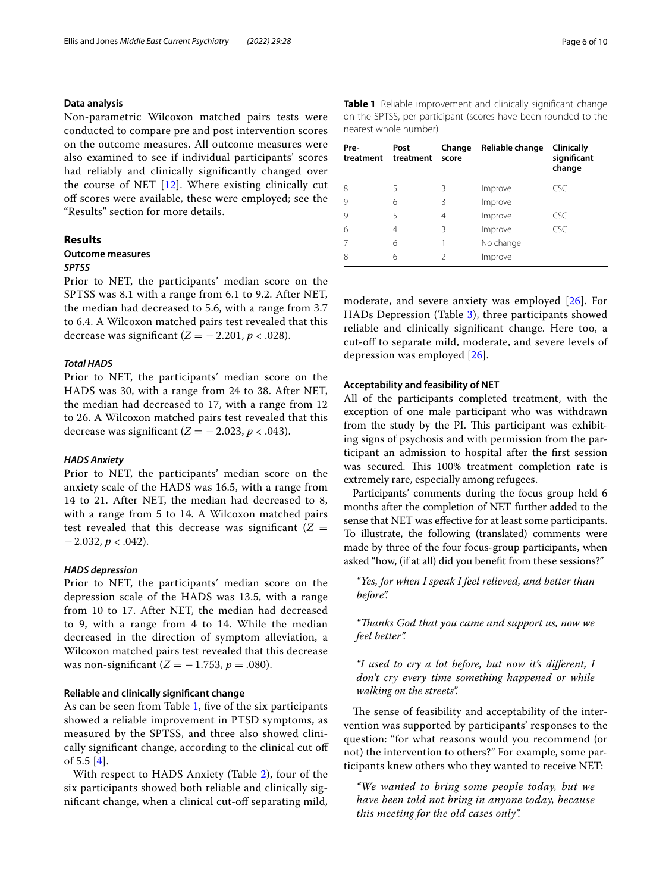### Data analysis

Non-parametric Wilcoxon matched pairs tests were conducted to compare pre and post intervention scores on the outcome measures. All outcome measures were also examined to see if individual participants' scores had reliably and clinically significantly changed over the course of NET [12]. Where existing clinically cut off scores were available, these were employed; see the "Results" section for more details.

## Results

### Outcome measures

#### *SPTSS*

Prior to NET, the participants' median score on the SPTSS was 8.1 with a range from 6.1 to 9.2. After NET, the median had decreased to 5.6, with a range from 3.7 to 6.4. A Wilcoxon matched pairs test revealed that this decrease was significant ($Z = -2.201$, $p < .028$).

#### *Total HADS*

Prior to NET, the participants' median score on the HADS was 30, with a range from 24 to 38. After NET, the median had decreased to 17, with a range from 12 to 26. A Wilcoxon matched pairs test revealed that this decrease was significant ($Z = -2.023$, $p < .043$).

#### *HADS Anxiety*

Prior to NET, the participants' median score on the anxiety scale of the HADS was 16.5, with a range from 14 to 21. After NET, the median had decreased to 8, with a range from 5 to 14. A Wilcoxon matched pairs test revealed that this decrease was significant ($Z = -2.032$, $p < .042$).

#### *HADS depression*

Prior to NET, the participants' median score on the depression scale of the HADS was 13.5, with a range from 10 to 17. After NET, the median had decreased to 9, with a range from 4 to 14. While the median decreased in the direction of symptom alleviation, a Wilcoxon matched pairs test revealed that this decrease was non-significant ($Z = -1.753$, $p = .080$).

### Reliable and clinically significant change

As can be seen from Table 1, five of the six participants showed a reliable improvement in PTSD symptoms, as measured by the SPTSS, and three also showed clinically significant change, according to the clinical cut off of 5.5 [4].

With respect to HADS Anxiety (Table 2), four of the six participants showed both reliable and clinically significant change, when a clinical cut-off separating mild, moderate, and severe anxiety was employed [26]. For HADs Depression (Table 3), three participants showed reliable and clinically significant change. Here too, a cut-off to separate mild, moderate, and severe levels of depression was employed [26].

**Table 1** Reliable improvement and clinically significant change on the SPTSS, per participant (scores have been rounded to the nearest whole number)

| Pre-treatment | Post treatment | Change score | Reliable change | Clinically significant change |
|---|---|---|---|---|
| 8 | 5 | 3 | Improve | CSC |
| 9 | 6 | 3 | Improve | |
| 9 | 5 | 4 | Improve | CSC |
| 6 | 4 | 3 | Improve | CSC |
| 7 | 6 | 1 | No change | |
| 8 | 6 | 2 | Improve | |

### Acceptability and feasibility of NET

All of the participants completed treatment, with the exception of one male participant who was withdrawn from the study by the PI. This participant was exhibiting signs of psychosis and with permission from the participant an admission to hospital after the first session was secured. This 100% treatment completion rate is extremely rare, especially among refugees.

Participants' comments during the focus group held 6 months after the completion of NET further added to the sense that NET was effective for at least some participants. To illustrate, the following (translated) comments were made by three of the four focus-group participants, when asked "how, (if at all) did you benefit from these sessions?"

> *"Yes, for when I speak I feel relieved, and better than before".*

> *"Thanks God that you came and support us, now we feel better".*

> *"I used to cry a lot before, but now it's different, I don't cry every time something happened or while walking on the streets".*

The sense of feasibility and acceptability of the intervention was supported by participants' responses to the question: "for what reasons would you recommend (or not) the intervention to others?" For example, some participants knew others who they wanted to receive NET:

> *"We wanted to bring some people today, but we have been told not bring in anyone today, because this meeting for the old cases only".*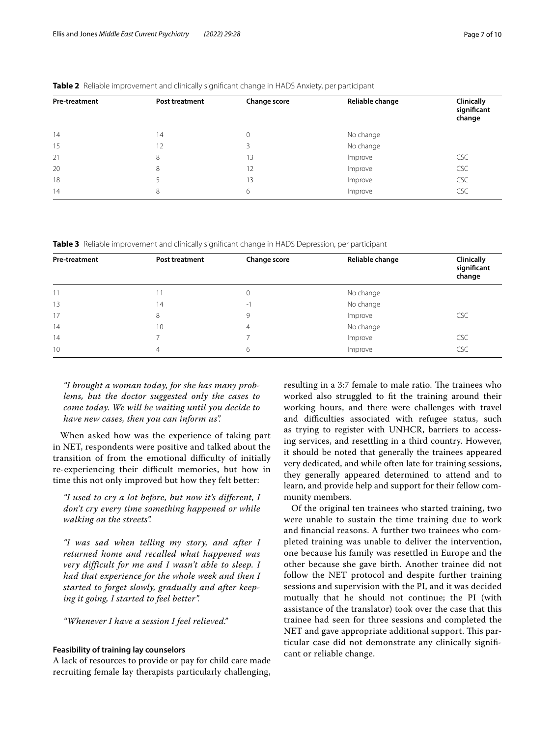**Table 2** Reliable improvement and clinically significant change in HADS Anxiety, per participant

| Pre-treatment | Post treatment | Change score | Reliable change | Clinically significant change |
|---|---|---|---|---|
| 14 | 14 | 0 | No change | |
| 15 | 12 | 3 | No change | |
| 21 | 8 | 13 | Improve | CSC |
| 20 | 8 | 12 | Improve | CSC |
| 18 | 5 | 13 | Improve | CSC |
| 14 | 8 | 6 | Improve | CSC |

**Table 3** Reliable improvement and clinically significant change in HADS Depression, per participant

| Pre-treatment | Post treatment | Change score | Reliable change | Clinically significant change |
|---|---|---|---|---|
| 11 | 11 | 0 | No change | |
| 13 | 14 | -1 | No change | |
| 17 | 8 | 9 | Improve | CSC |
| 14 | 10 | 4 | No change | |
| 14 | 7 | 7 | Improve | CSC |
| 10 | 4 | 6 | Improve | CSC |

> *"I brought a woman today, for she has many problems, but the doctor suggested only the cases to come today. We will be waiting until you decide to have new cases, then you can inform us".*

When asked how was the experience of taking part in NET, respondents were positive and talked about the transition of from the emotional difficulty of initially re-experiencing their difficult memories, but how in time this not only improved but how they felt better:

> *"I used to cry a lot before, but now it's different, I don't cry every time something happened or while walking on the streets".*

> *"I was sad when telling my story, and after I returned home and recalled what happened was very difficult for me and I wasn't able to sleep. I had that experience for the whole week and then I started to forget slowly, gradually and after keeping it going, I started to feel better".*

> *"Whenever I have a session I feel relieved."*

#### Feasibility of training lay counselors

A lack of resources to provide or pay for child care made recruiting female lay therapists particularly challenging, resulting in a 3:7 female to male ratio. The trainees who worked also struggled to fit the training around their working hours, and there were challenges with travel and difficulties associated with refugee status, such as trying to register with UNHCR, barriers to accessing services, and resettling in a third country. However, it should be noted that generally the trainees appeared very dedicated, and while often late for training sessions, they generally appeared determined to attend and to learn, and provide help and support for their fellow community members.

Of the original ten trainees who started training, two were unable to sustain the time training due to work and financial reasons. A further two trainees who completed training was unable to deliver the intervention, one because his family was resettled in Europe and the other because she gave birth. Another trainee did not follow the NET protocol and despite further training sessions and supervision with the PI, and it was decided mutually that he should not continue; the PI (with assistance of the translator) took over the case that this trainee had seen for three sessions and completed the NET and gave appropriate additional support. This particular case did not demonstrate any clinically significant or reliable change.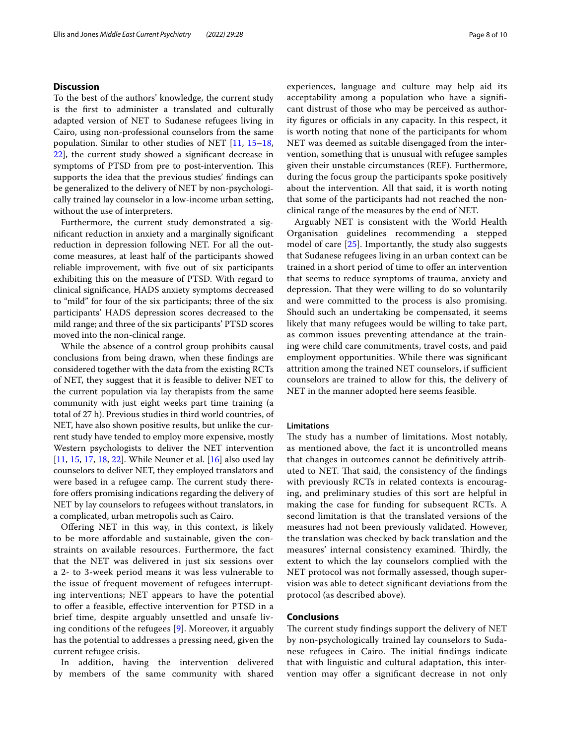## Discussion

To the best of the authors' knowledge, the current study is the first to administer a translated and culturally adapted version of NET to Sudanese refugees living in Cairo, using non-professional counselors from the same population. Similar to other studies of NET [11, 15–18, 22], the current study showed a significant decrease in symptoms of PTSD from pre to post-intervention. This supports the idea that the previous studies' findings can be generalized to the delivery of NET by non-psychologically trained lay counselor in a low-income urban setting, without the use of interpreters.

Furthermore, the current study demonstrated a significant reduction in anxiety and a marginally significant reduction in depression following NET. For all the outcome measures, at least half of the participants showed reliable improvement, with five out of six participants exhibiting this on the measure of PTSD. With regard to clinical significance, HADS anxiety symptoms decreased to "mild" for four of the six participants; three of the six participants' HADS depression scores decreased to the mild range; and three of the six participants' PTSD scores moved into the non-clinical range.

While the absence of a control group prohibits causal conclusions from being drawn, when these findings are considered together with the data from the existing RCTs of NET, they suggest that it is feasible to deliver NET to the current population via lay therapists from the same community with just eight weeks part time training (a total of 27 h). Previous studies in third world countries, of NET, have also shown positive results, but unlike the current study have tended to employ more expensive, mostly Western psychologists to deliver the NET intervention [11, 15, 17, 18, 22]. While Neuner et al. [16] also used lay counselors to deliver NET, they employed translators and were based in a refugee camp. The current study therefore offers promising indications regarding the delivery of NET by lay counselors to refugees without translators, in a complicated, urban metropolis such as Cairo.

Offering NET in this way, in this context, is likely to be more affordable and sustainable, given the constraints on available resources. Furthermore, the fact that the NET was delivered in just six sessions over a 2- to 3-week period means it was less vulnerable to the issue of frequent movement of refugees interrupting interventions; NET appears to have the potential to offer a feasible, effective intervention for PTSD in a brief time, despite arguably unsettled and unsafe living conditions of the refugees [9]. Moreover, it arguably has the potential to addresses a pressing need, given the current refugee crisis.

In addition, having the intervention delivered by members of the same community with shared experiences, language and culture may help aid its acceptability among a population who have a significant distrust of those who may be perceived as authority figures or officials in any capacity. In this respect, it is worth noting that none of the participants for whom NET was deemed as suitable disengaged from the intervention, something that is unusual with refugee samples given their unstable circumstances (REF). Furthermore, during the focus group the participants spoke positively about the intervention. All that said, it is worth noting that some of the participants had not reached the non-clinical range of the measures by the end of NET.

Arguably NET is consistent with the World Health Organisation guidelines recommending a stepped model of care [25]. Importantly, the study also suggests that Sudanese refugees living in an urban context can be trained in a short period of time to offer an intervention that seems to reduce symptoms of trauma, anxiety and depression. That they were willing to do so voluntarily and were committed to the process is also promising. Should such an undertaking be compensated, it seems likely that many refugees would be willing to take part, as common issues preventing attendance at the training were child care commitments, travel costs, and paid employment opportunities. While there was significant attrition among the trained NET counselors, if sufficient counselors are trained to allow for this, the delivery of NET in the manner adopted here seems feasible.

### Limitations

The study has a number of limitations. Most notably, as mentioned above, the fact it is uncontrolled means that changes in outcomes cannot be definitively attributed to NET. That said, the consistency of the findings with previously RCTs in related contexts is encouraging, and preliminary studies of this sort are helpful in making the case for funding for subsequent RCTs. A second limitation is that the translated versions of the measures had not been previously validated. However, the translation was checked by back translation and the measures' internal consistency examined. Thirdly, the extent to which the lay counselors complied with the NET protocol was not formally assessed, though supervision was able to detect significant deviations from the protocol (as described above).

## Conclusions

The current study findings support the delivery of NET by non-psychologically trained lay counselors to Sudanese refugees in Cairo. The initial findings indicate that with linguistic and cultural adaptation, this intervention may offer a significant decrease in not only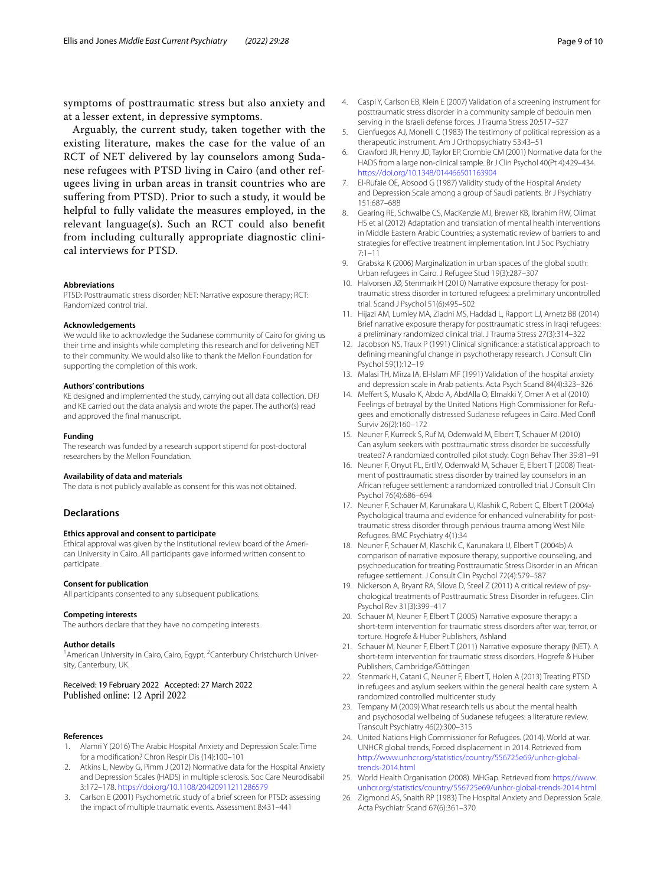symptoms of posttraumatic stress but also anxiety and at a lesser extent, in depressive symptoms.

Arguably, the current study, taken together with the existing literature, makes the case for the value of an RCT of NET delivered by lay counselors among Sudanese refugees with PTSD living in Cairo (and other refugees living in urban areas in transit countries who are suffering from PTSD). Prior to such a study, it would be helpful to fully validate the measures employed, in the relevant language(s). Such an RCT could also benefit from including culturally appropriate diagnostic clinical interviews for PTSD.

#### Abbreviations

PTSD: Posttraumatic stress disorder; NET: Narrative exposure therapy; RCT: Randomized control trial.

#### Acknowledgements

We would like to acknowledge the Sudanese community of Cairo for giving us their time and insights while completing this research and for delivering NET to their community. We would also like to thank the Mellon Foundation for supporting the completion of this work.

#### Authors' contributions

KE designed and implemented the study, carrying out all data collection. DFJ and KE carried out the data analysis and wrote the paper. The author(s) read and approved the final manuscript.

#### Funding

The research was funded by a research support stipend for post-doctoral researchers by the Mellon Foundation.

#### Availability of data and materials

The data is not publicly available as consent for this was not obtained.

## Declarations

#### Ethics approval and consent to participate

Ethical approval was given by the Institutional review board of the American University in Cairo. All participants gave informed written consent to participate.

#### Consent for publication

All participants consented to any subsequent publications.

#### Competing interests

The authors declare that they have no competing interests.

#### Author details

[1]American University in Cairo, Cairo, Egypt. [2]Canterbury Christchurch University, Canterbury, UK.

Received: 19 February 2022 Accepted: 27 March 2022
Published online: 12 April 2022

#### References

1. Alamri Y (2016) The Arabic Hospital Anxiety and Depression Scale: Time for a modification? Chron Respir Dis (14):100–101
2. Atkins L, Newby G, Pimm J (2012) Normative data for the Hospital Anxiety and Depression Scales (HADS) in multiple sclerosis. Soc Care Neurodisabil 3:172–178. https://doi.org/10.1108/20420911211286579
3. Carlson E (2001) Psychometric study of a brief screen for PTSD: assessing the impact of multiple traumatic events. Assessment 8:431–441
4. Caspi Y, Carlson EB, Klein E (2007) Validation of a screening instrument for posttraumatic stress disorder in a community sample of bedouin men serving in the Israeli defense forces. J Trauma Stress 20:517–527
5. Cienfuegos AJ, Monelli C (1983) The testimony of political repression as a therapeutic instrument. Am J Orthopsychiatry 53:43–51
6. Crawford JR, Henry JD, Taylor EP, Crombie CM (2001) Normative data for the HADS from a large non-clinical sample. Br J Clin Psychol 40(Pt 4):429–434. https://doi.org/10.1348/014466501163904
7. El-Rufaie OE, Absood G (1987) Validity study of the Hospital Anxiety and Depression Scale among a group of Saudi patients. Br J Psychiatry 151:687–688
8. Gearing RE, Schwalbe CS, MacKenzie MJ, Brewer KB, Ibrahim RW, Olimat HS et al (2012) Adaptation and translation of mental health interventions in Middle Eastern Arabic Countries; a systematic review of barriers to and strategies for effective treatment implementation. Int J Soc Psychiatry 7:1–11
9. Grabska K (2006) Marginalization in urban spaces of the global south: Urban refugees in Cairo. J Refugee Stud 19(3):287–307
10. Halvorsen JØ, Stenmark H (2010) Narrative exposure therapy for post-traumatic stress disorder in tortured refugees: a preliminary uncontrolled trial. Scand J Psychol 51(6):495–502
11. Hijazi AM, Lumley MA, Ziadni MS, Haddad L, Rapport LJ, Arnetz BB (2014) Brief narrative exposure therapy for posttraumatic stress in Iraqi refugees: a preliminary randomized clinical trial. J Trauma Stress 27(3):314–322
12. Jacobson NS, Traux P (1991) Clinical significance: a statistical approach to defining meaningful change in psychotherapy research. J Consult Clin Psychol 59(1):12–19
13. Malasi TH, Mirza IA, El-Islam MF (1991) Validation of the hospital anxiety and depression scale in Arab patients. Acta Psych Scand 84(4):323–326
14. Meffert S, Musalo K, Abdo A, AbdAlla O, Elmakki Y, Omer A et al (2010) Feelings of betrayal by the United Nations High Commissioner for Refugees and emotionally distressed Sudanese refugees in Cairo. Med Confl Surviv 26(2):160–172
15. Neuner F, Kurreck S, Ruf M, Odenwald M, Elbert T, Schauer M (2010) Can asylum seekers with posttraumatic stress disorder be successfully treated? A randomized controlled pilot study. Cogn Behav Ther 39:81–91
16. Neuner F, Onyut PL, Ertl V, Odenwald M, Schauer E, Elbert T (2008) Treatment of posttraumatic stress disorder by trained lay counselors in an African refugee settlement: a randomized controlled trial. J Consult Clin Psychol 76(4):686–694
17. Neuner F, Schauer M, Karunakara U, Klashik C, Robert C, Elbert T (2004a) Psychological trauma and evidence for enhanced vulnerability for post-traumatic stress disorder through pervious trauma among West Nile Refugees. BMC Psychiatry 4(1):34
18. Neuner F, Schauer M, Klaschik C, Karunakara U, Elbert T (2004b) A comparison of narrative exposure therapy, supportive counseling, and psychoeducation for treating Posttraumatic Stress Disorder in an African refugee settlement. J Consult Clin Psychol 72(4):579–587
19. Nickerson A, Bryant RA, Silove D, Steel Z (2011) A critical review of psychological treatments of Posttraumatic Stress Disorder in refugees. Clin Psychol Rev 31(3):399–417
20. Schauer M, Neuner F, Elbert T (2005) Narrative exposure therapy: a short-term intervention for traumatic stress disorders after war, terror, or torture. Hogrefe & Huber Publishers, Ashland
21. Schauer M, Neuner F, Elbert T (2011) Narrative exposure therapy (NET). A short-term intervention for traumatic stress disorders. Hogrefe & Huber Publishers, Cambridge/Göttingen
22. Stenmark H, Catani C, Neuner F, Elbert T, Holen A (2013) Treating PTSD in refugees and asylum seekers within the general health care system. A randomized controlled multicenter study
23. Tempany M (2009) What research tells us about the mental health and psychosocial wellbeing of Sudanese refugees: a literature review. Transcult Psychiatry 46(2):300–315
24. United Nations High Commissioner for Refugees. (2014). World at war. UNHCR global trends, Forced displacement in 2014. Retrieved from http://www.unhcr.org/statistics/country/556725e69/unhcr-global-trends-2014.html
25. World Health Organisation (2008). MHGap. Retrieved from https://www.unhcr.org/statistics/country/556725e69/unhcr-global-trends-2014.html
26. Zigmond AS, Snaith RP (1983) The Hospital Anxiety and Depression Scale. Acta Psychiatr Scand 67(6):361–370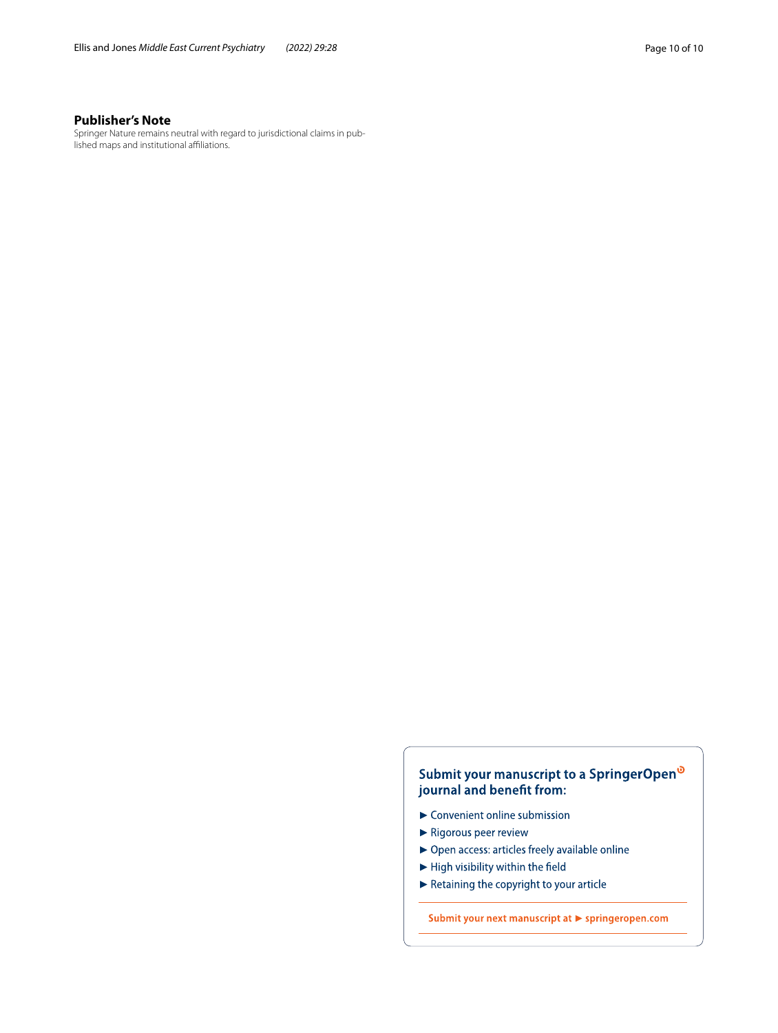## Publisher's Note

Springer Nature remains neutral with regard to jurisdictional claims in published maps and institutional affiliations.

**Submit your manuscript to a SpringerOpen journal and benefit from:**

- ► Convenient online submission
- ► Rigorous peer review
- ► Open access: articles freely available online
- ► High visibility within the field
- ► Retaining the copyright to your article

**Submit your next manuscript at ► springeropen.com**